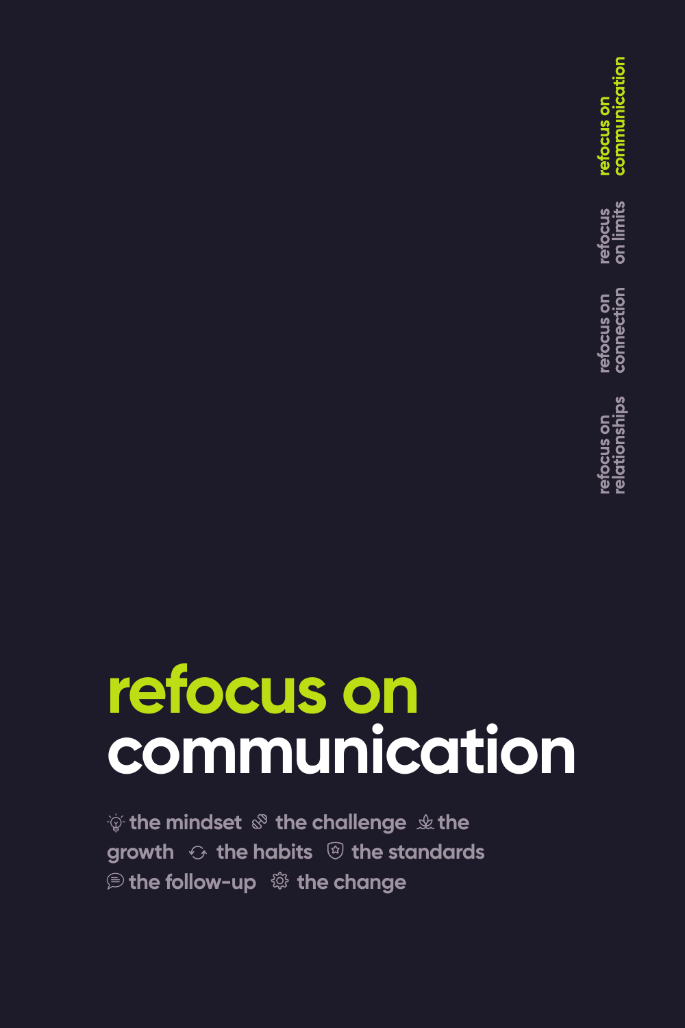refocus on communication

refocus on limits

refocus on connection

refocus on relationships

# refocus on communication

the mindset · the challenge · the growth · the habits · the standards · the follow-up · the change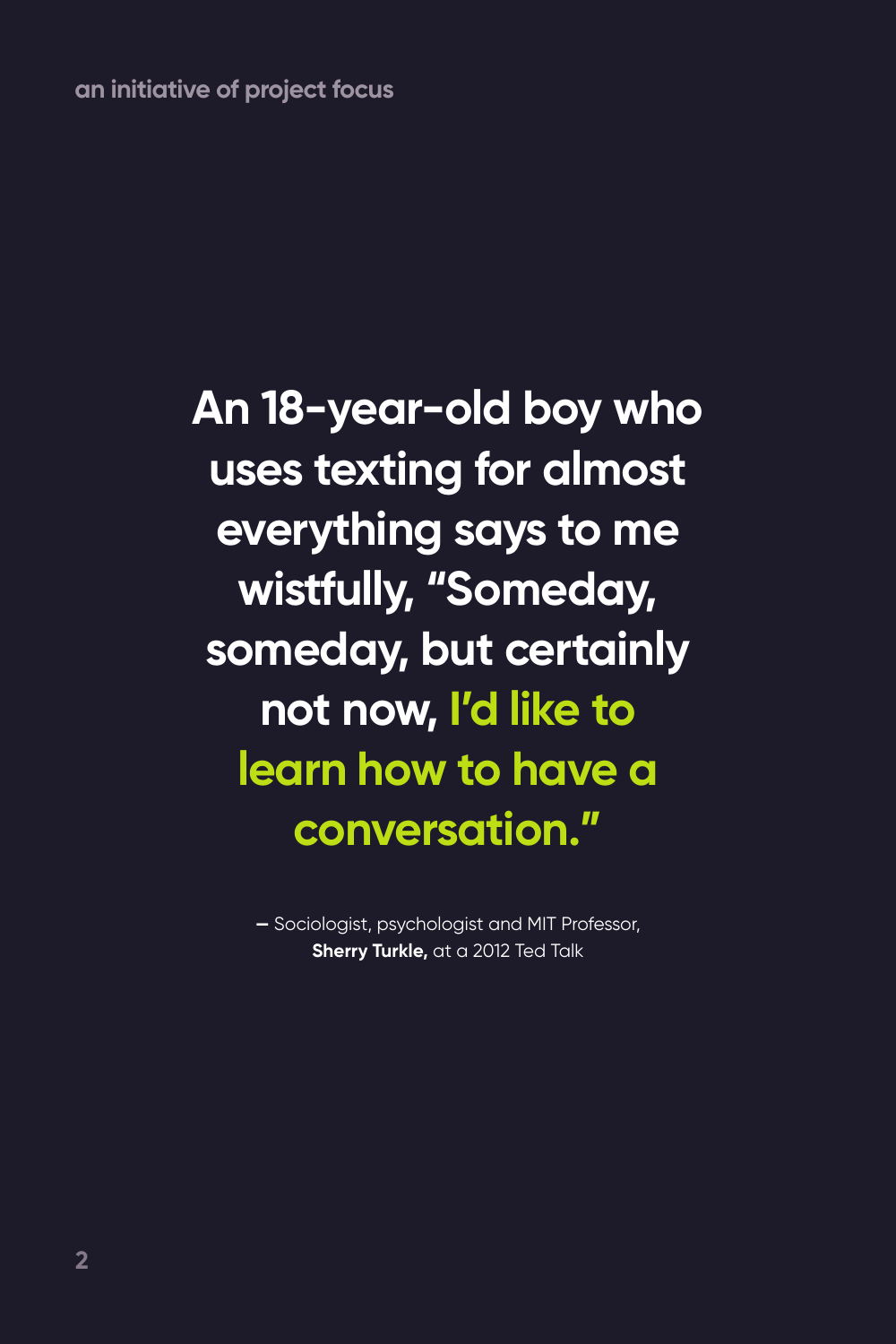An 18-year-old boy who uses texting for almost everything says to me wistfully, “Someday, someday, but certainly not now, **I’d like to learn how to have a conversation.**”

– Sociologist, psychologist and MIT Professor, **Sherry Turkle,** at a 2012 Ted Talk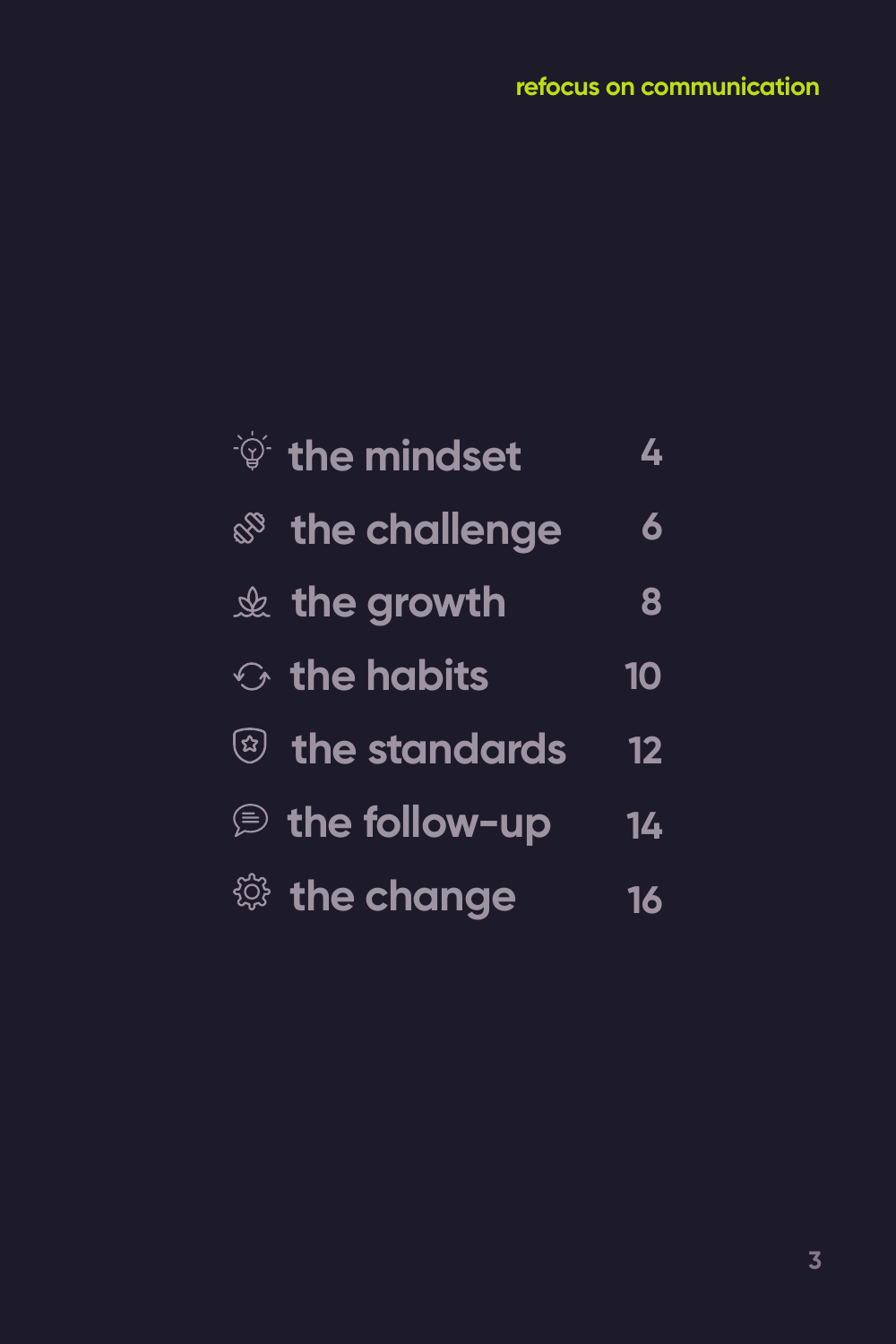| | |
|---|---|
| the mindset | 4 |
| the challenge | 6 |
| the growth | 8 |
| the habits | 10 |
| the standards | 12 |
| the follow-up | 14 |
| the change | 16 |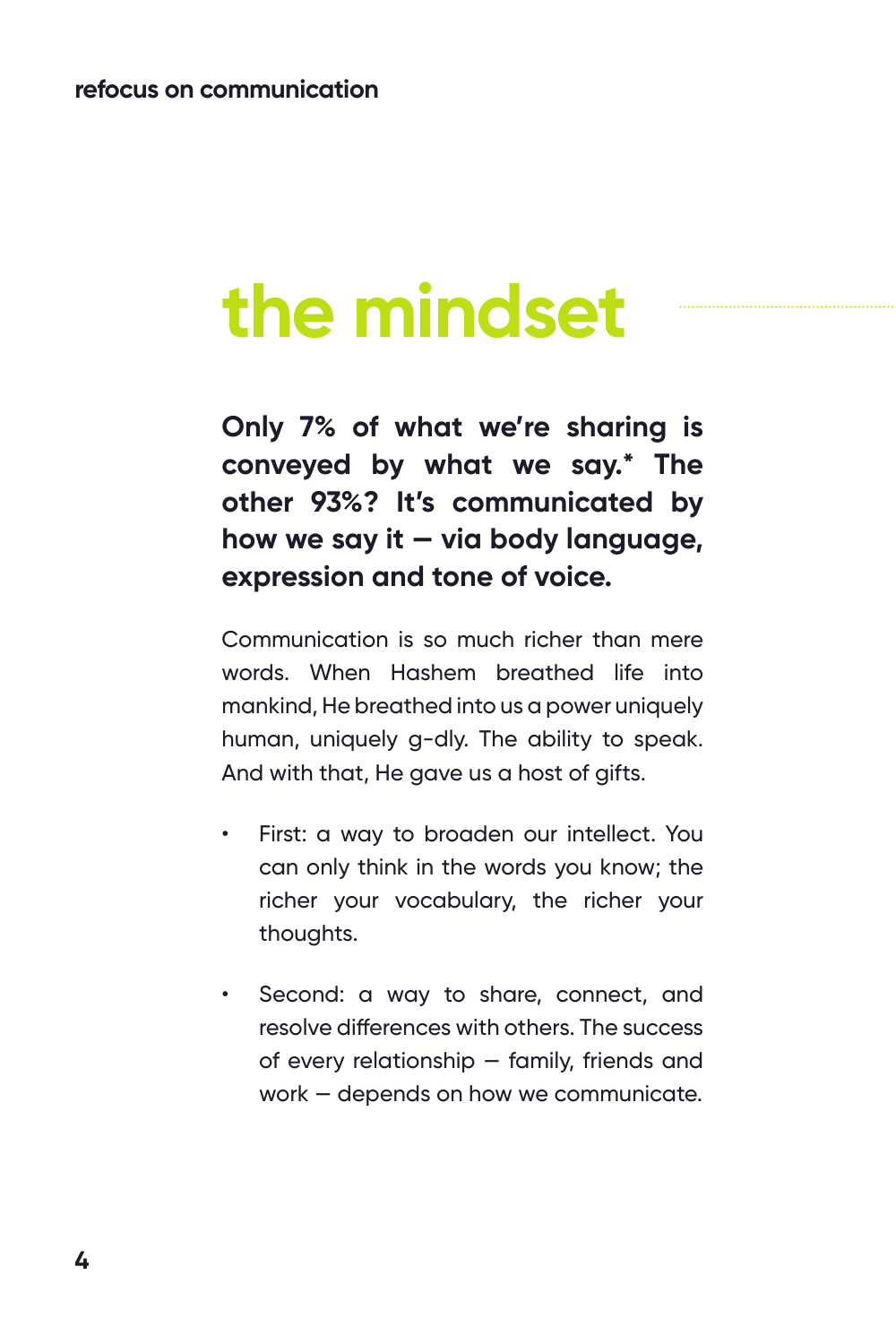# the mindset

**Only 7% of what we're sharing is conveyed by what we say.* The other 93%? It's communicated by how we say it – via body language, expression and tone of voice.**

Communication is so much richer than mere words. When Hashem breathed life into mankind, He breathed into us a power uniquely human, uniquely g-dly. The ability to speak. And with that, He gave us a host of gifts.

- First: a way to broaden our intellect. You can only think in the words you know; the richer your vocabulary, the richer your thoughts.
- Second: a way to share, connect, and resolve differences with others. The success of every relationship – family, friends and work – depends on how we communicate.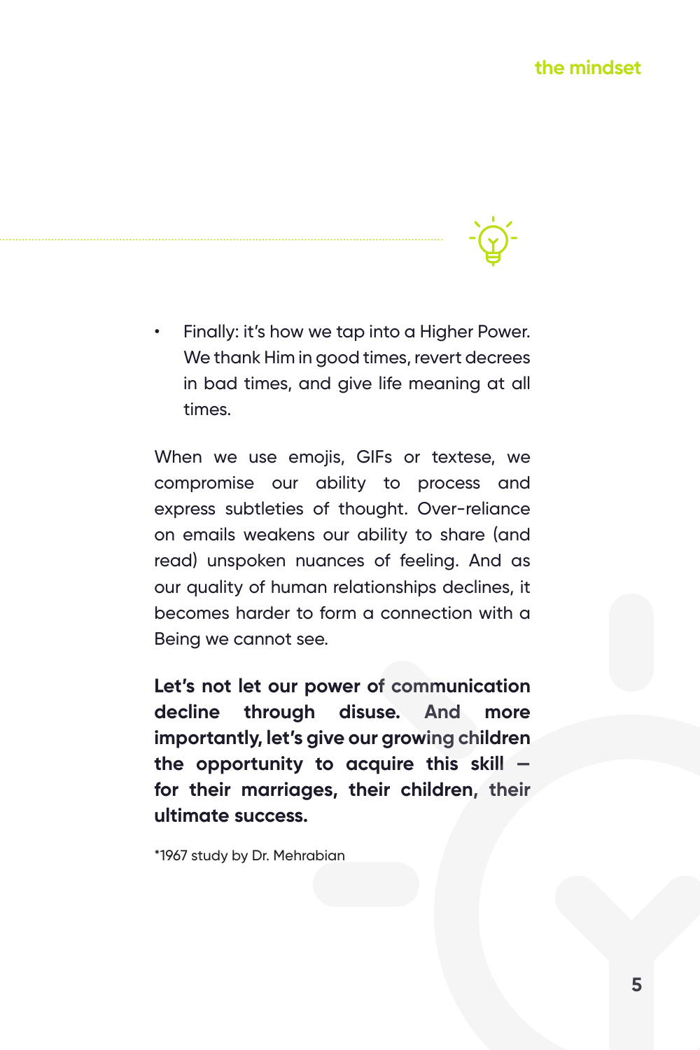- Finally: it's how we tap into a Higher Power. We thank Him in good times, revert decrees in bad times, and give life meaning at all times.

When we use emojis, GIFs or textese, we compromise our ability to process and express subtleties of thought. Over-reliance on emails weakens our ability to share (and read) unspoken nuances of feeling. And as our quality of human relationships declines, it becomes harder to form a connection with a Being we cannot see.

**Let's not let our power of communication decline through disuse. And more importantly, let's give our growing children the opportunity to acquire this skill – for their marriages, their children, their ultimate success.**

*1967 study by Dr. Mehrabian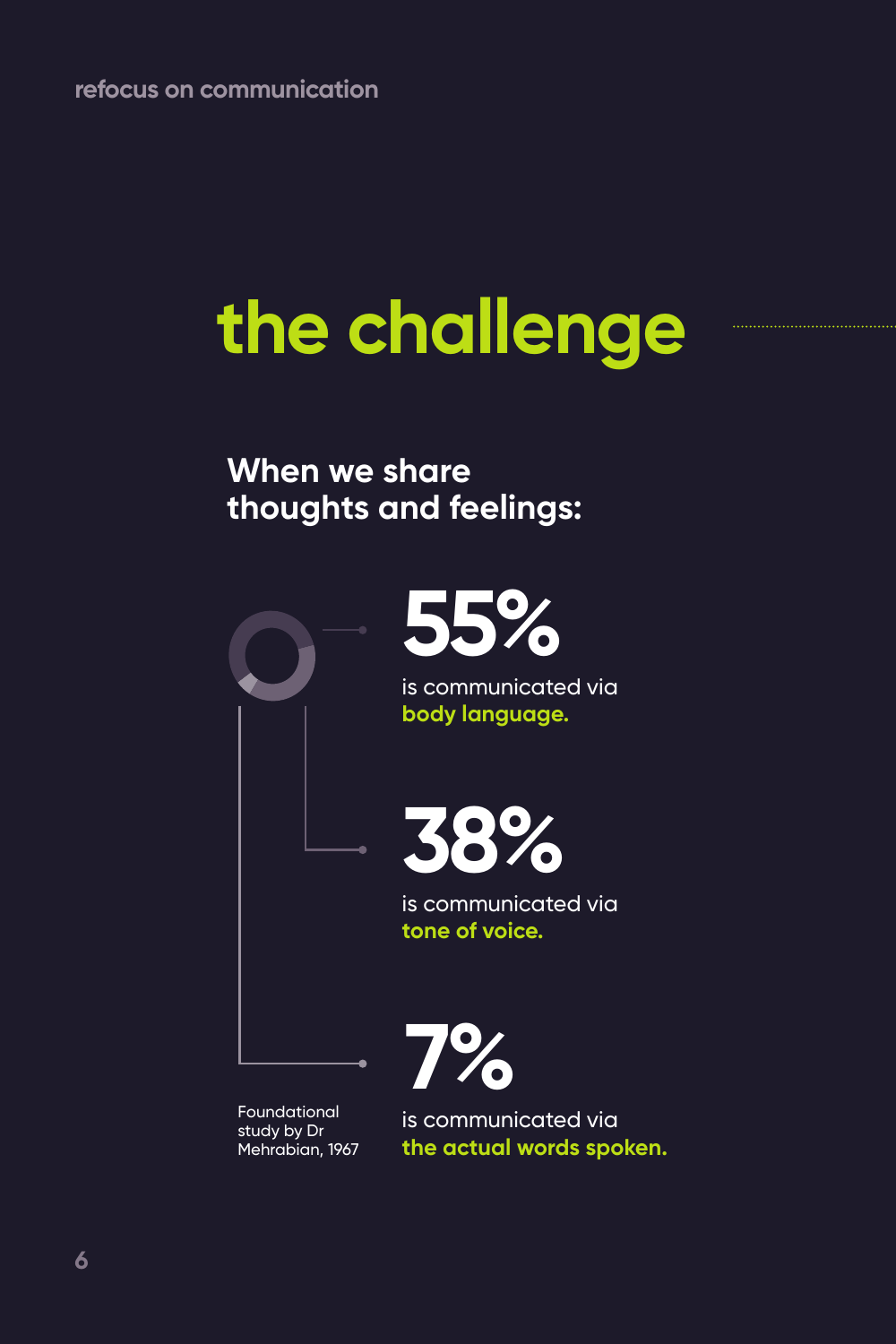# the challenge

## When we share thoughts and feelings:

**55%**

is communicated via **body language.**

**38%**

is communicated via **tone of voice.**

**7%**

is communicated via **the actual words spoken.**

Foundational study by Dr Mehrabian, 1967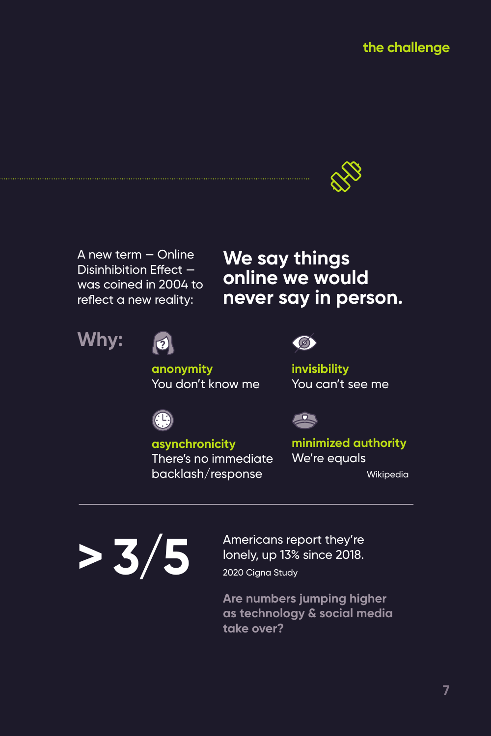## the challenge

A new term – Online Disinhibition Effect – was coined in 2004 to reflect a new reality:

**We say things online we would never say in person.**

**Why:**

**anonymity**
You don't know me

**invisibility**
You can't see me

**asynchronicity**
There's no immediate backlash/response

**minimized authority**
We're equals

Wikipedia

---

**> 3/5**

Americans report they're lonely, up 13% since 2018.

2020 Cigna Study

**Are numbers jumping higher as technology & social media take over?**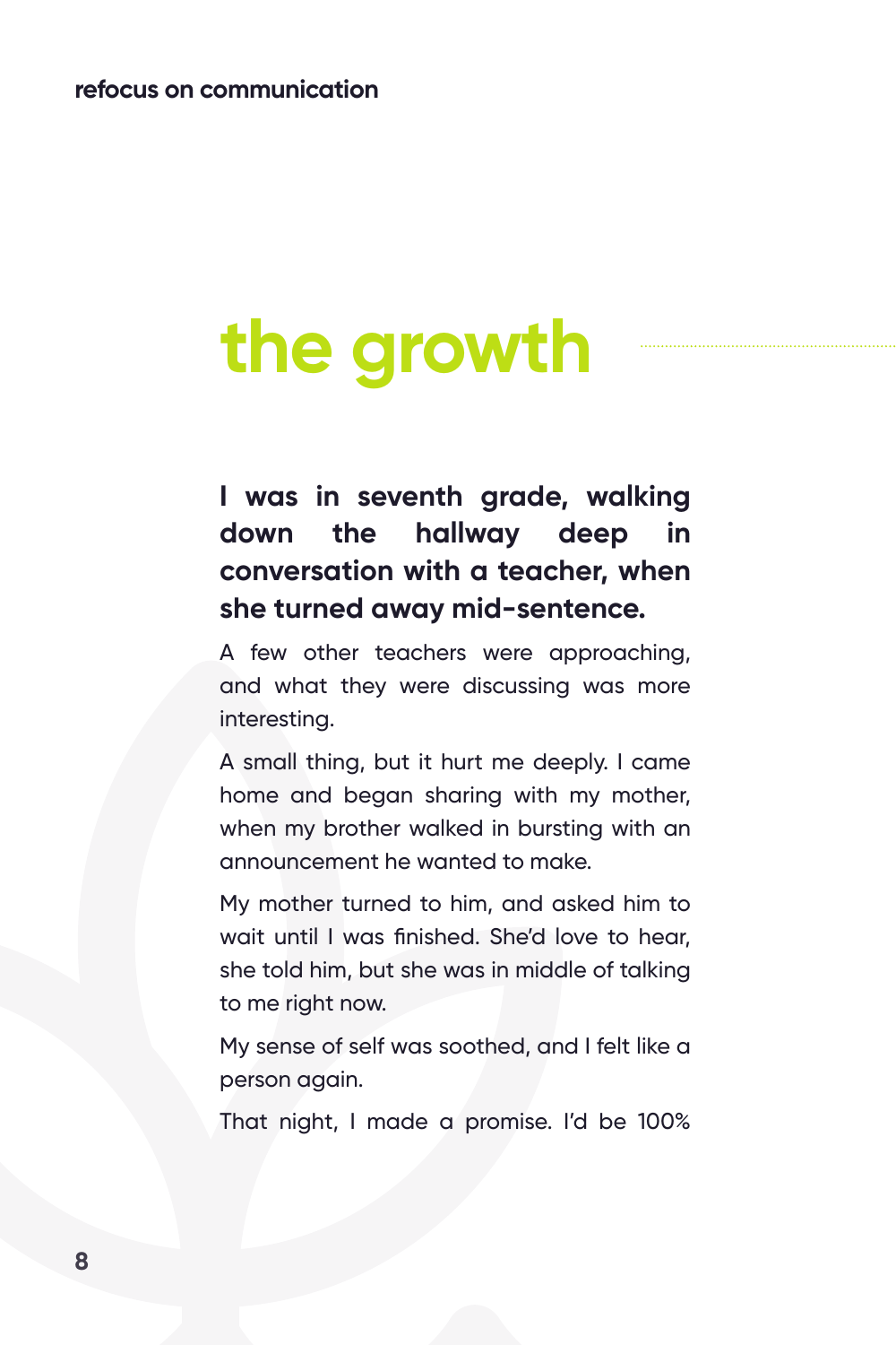# the growth

**I was in seventh grade, walking down the hallway deep in conversation with a teacher, when she turned away mid-sentence.**

A few other teachers were approaching, and what they were discussing was more interesting.

A small thing, but it hurt me deeply. I came home and began sharing with my mother, when my brother walked in bursting with an announcement he wanted to make.

My mother turned to him, and asked him to wait until I was finished. She'd love to hear, she told him, but she was in middle of talking to me right now.

My sense of self was soothed, and I felt like a person again.

That night, I made a promise. I'd be 100%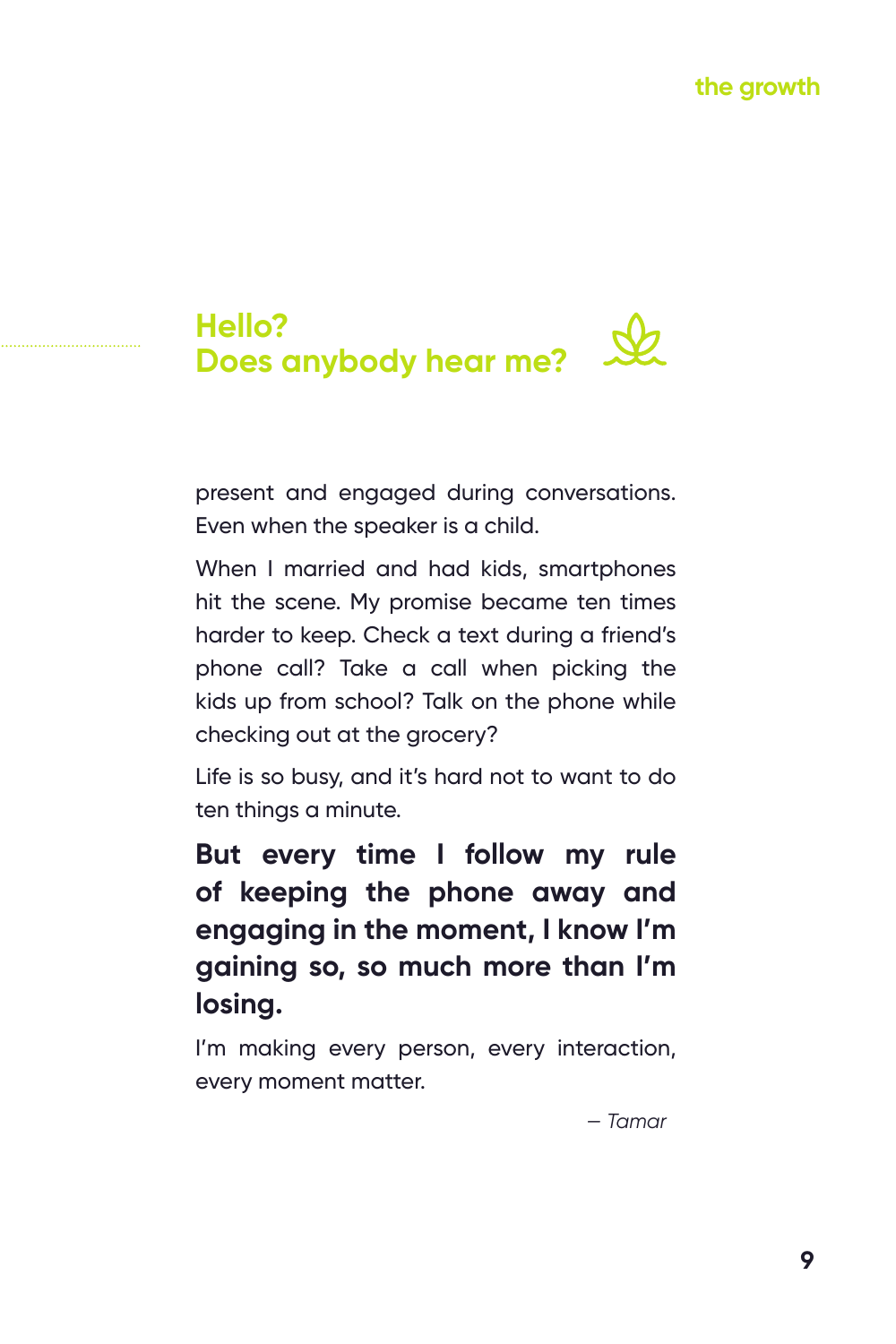## Hello?
## Does anybody hear me?

present and engaged during conversations. Even when the speaker is a child.

When I married and had kids, smartphones hit the scene. My promise became ten times harder to keep. Check a text during a friend's phone call? Take a call when picking the kids up from school? Talk on the phone while checking out at the grocery?

Life is so busy, and it's hard not to want to do ten things a minute.

**But every time I follow my rule of keeping the phone away and engaging in the moment, I know I'm gaining so, so much more than I'm losing.**

I'm making every person, every interaction, every moment matter.

*– Tamar*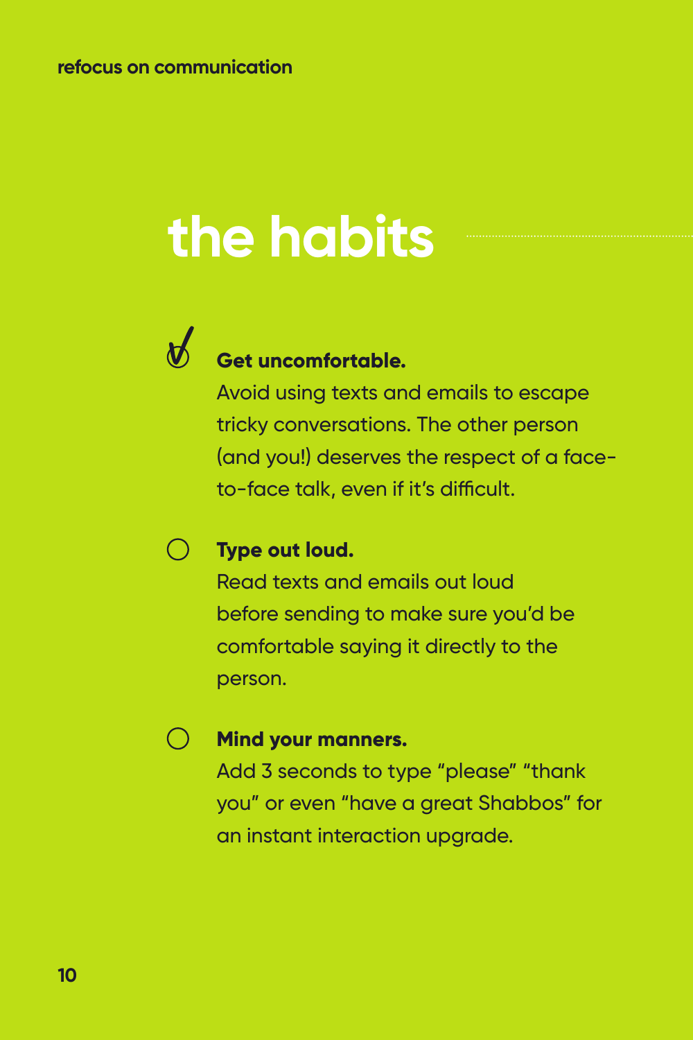# the habits

- [x] **Get uncomfortable.**
  Avoid using texts and emails to escape tricky conversations. The other person (and you!) deserves the respect of a face-to-face talk, even if it's difficult.

- [ ] **Type out loud.**
  Read texts and emails out loud before sending to make sure you'd be comfortable saying it directly to the person.

- [ ] **Mind your manners.**
  Add 3 seconds to type "please" "thank you" or even "have a great Shabbos" for an instant interaction upgrade.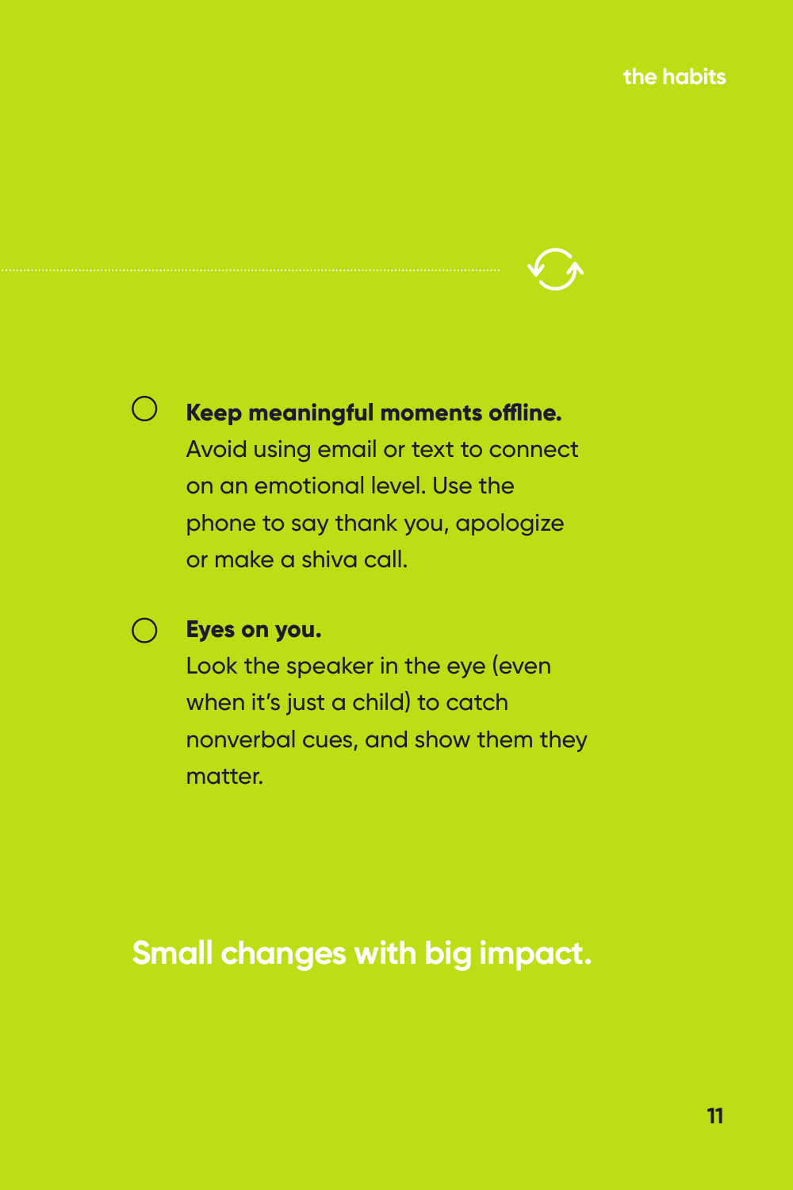- **Keep meaningful moments offline.** Avoid using email or text to connect on an emotional level. Use the phone to say thank you, apologize or make a shiva call.
- **Eyes on you.** Look the speaker in the eye (even when it's just a child) to catch nonverbal cues, and show them they matter.

## Small changes with big impact.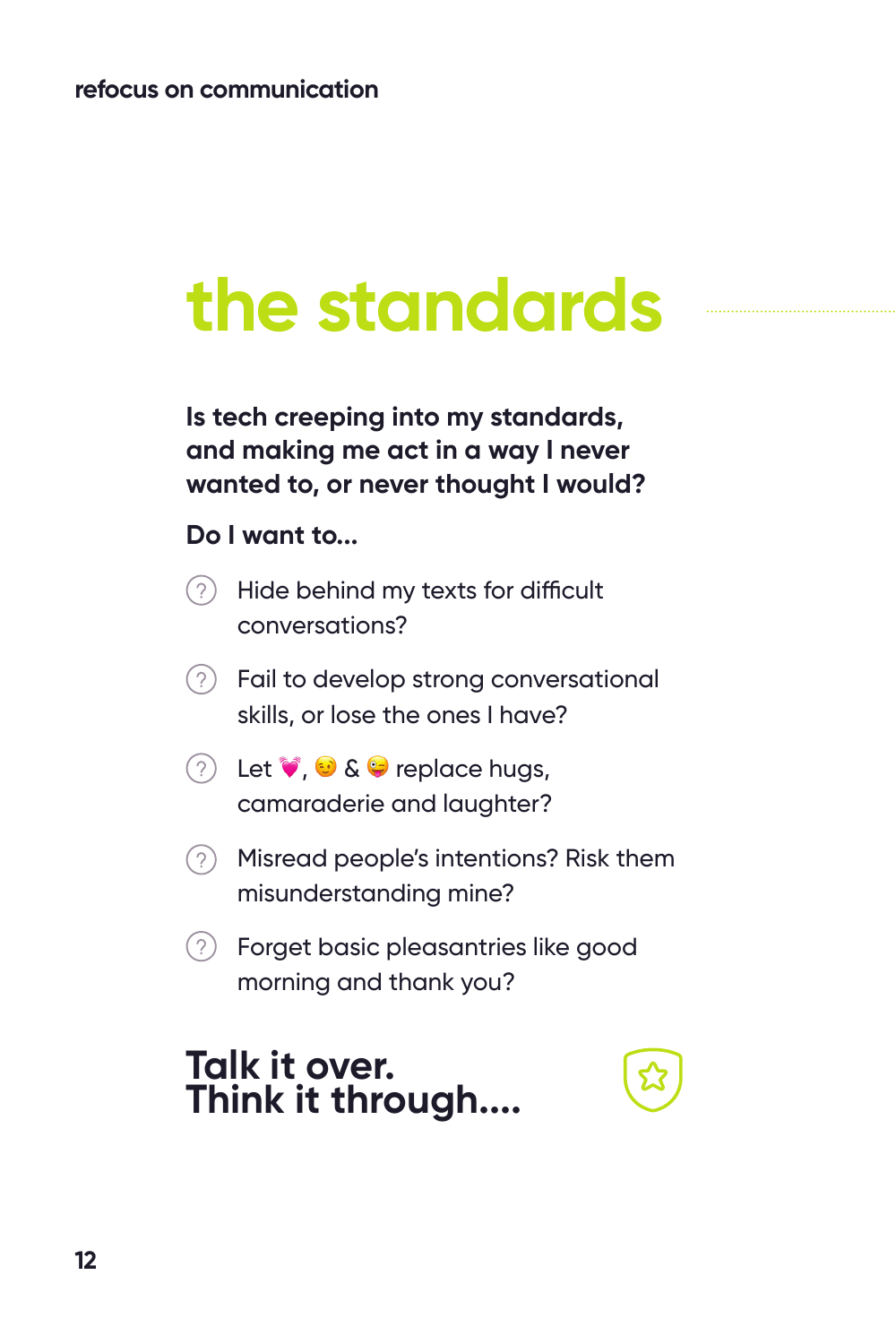# the standards

**Is tech creeping into my standards, and making me act in a way I never wanted to, or never thought I would?**

**Do I want to...**

- Hide behind my texts for difficult conversations?
- Fail to develop strong conversational skills, or lose the ones I have?
- Let 💓, 😏 & 😜 replace hugs, camaraderie and laughter?
- Misread people's intentions? Risk them misunderstanding mine?
- Forget basic pleasantries like good morning and thank you?

## Talk it over.
## Think it through....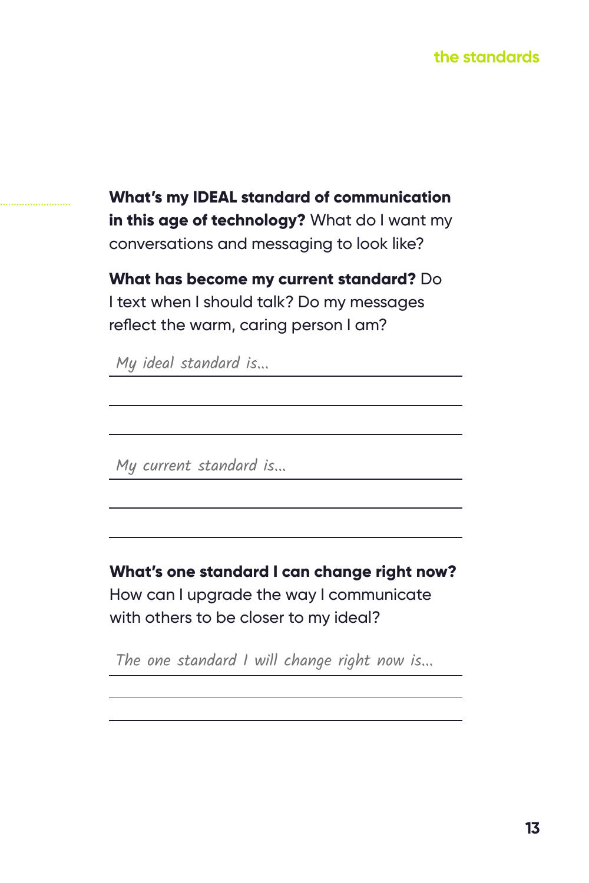**What's my IDEAL standard of communication in this age of technology?** What do I want my conversations and messaging to look like?

**What has become my current standard?** Do I text when I should talk? Do my messages reflect the warm, caring person I am?

*My ideal standard is...*

______________________________

______________________________

______________________________

*My current standard is...*

______________________________

______________________________

______________________________

**What's one standard I can change right now?** How can I upgrade the way I communicate with others to be closer to my ideal?

*The one standard I will change right now is...*

______________________________

______________________________

______________________________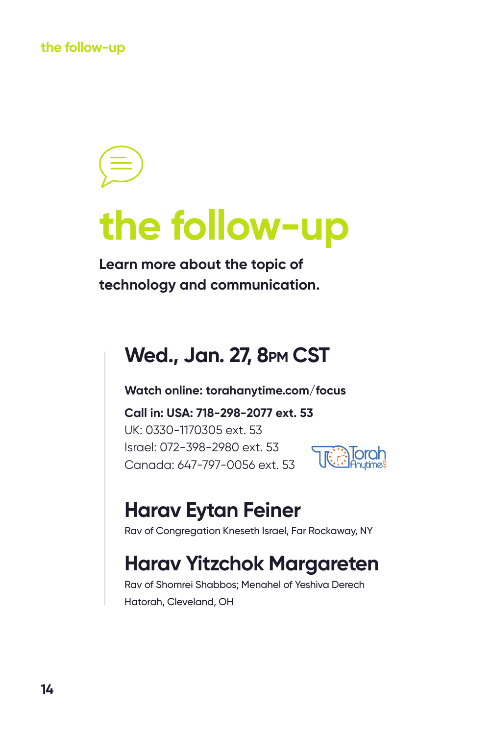# the follow-up

**Learn more about the topic of technology and communication.**

## Wed., Jan. 27, 8PM CST

**Watch online: torahanytime.com/focus**

**Call in: USA: 718-298-2077 ext. 53**
UK: 0330-1170305 ext. 53
Israel: 072-398-2980 ext. 53
Canada: 647-797-0056 ext. 53

## Harav Eytan Feiner

Rav of Congregation Kneseth Israel, Far Rockaway, NY

## Harav Yitzchok Margareten

Rav of Shomrei Shabbos; Menahel of Yeshiva Derech Hatorah, Cleveland, OH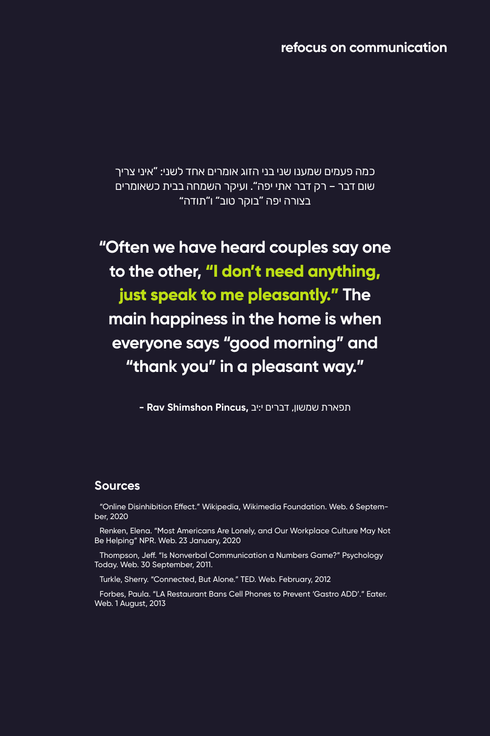## refocus on communication

כמה פעמים שמענו שני בני הזוג אומרים אחד לשני: "איני צריך שום דבר – רק דבר אתי יפה". ועיקר השמחה בבית כשאומרים בצורה יפה "בוקר טוב" ו"תודה"

**"Often we have heard couples say one to the other, "I don't need anything, just speak to me pleasantly." The main happiness in the home is when everyone says "good morning" and "thank you" in a pleasant way."**

**- Rav Shimshon Pincus,** תפארת שמשון, דברים י:יב

### Sources

"Online Disinhibition Effect." Wikipedia, Wikimedia Foundation. Web. 6 September, 2020

Renken, Elena. "Most Americans Are Lonely, and Our Workplace Culture May Not Be Helping" NPR. Web. 23 January, 2020

Thompson, Jeff. "Is Nonverbal Communication a Numbers Game?" Psychology Today. Web. 30 September, 2011.

Turkle, Sherry. "Connected, But Alone." TED. Web. February, 2012

Forbes, Paula. "LA Restaurant Bans Cell Phones to Prevent 'Gastro ADD'." Eater. Web. 1 August, 2013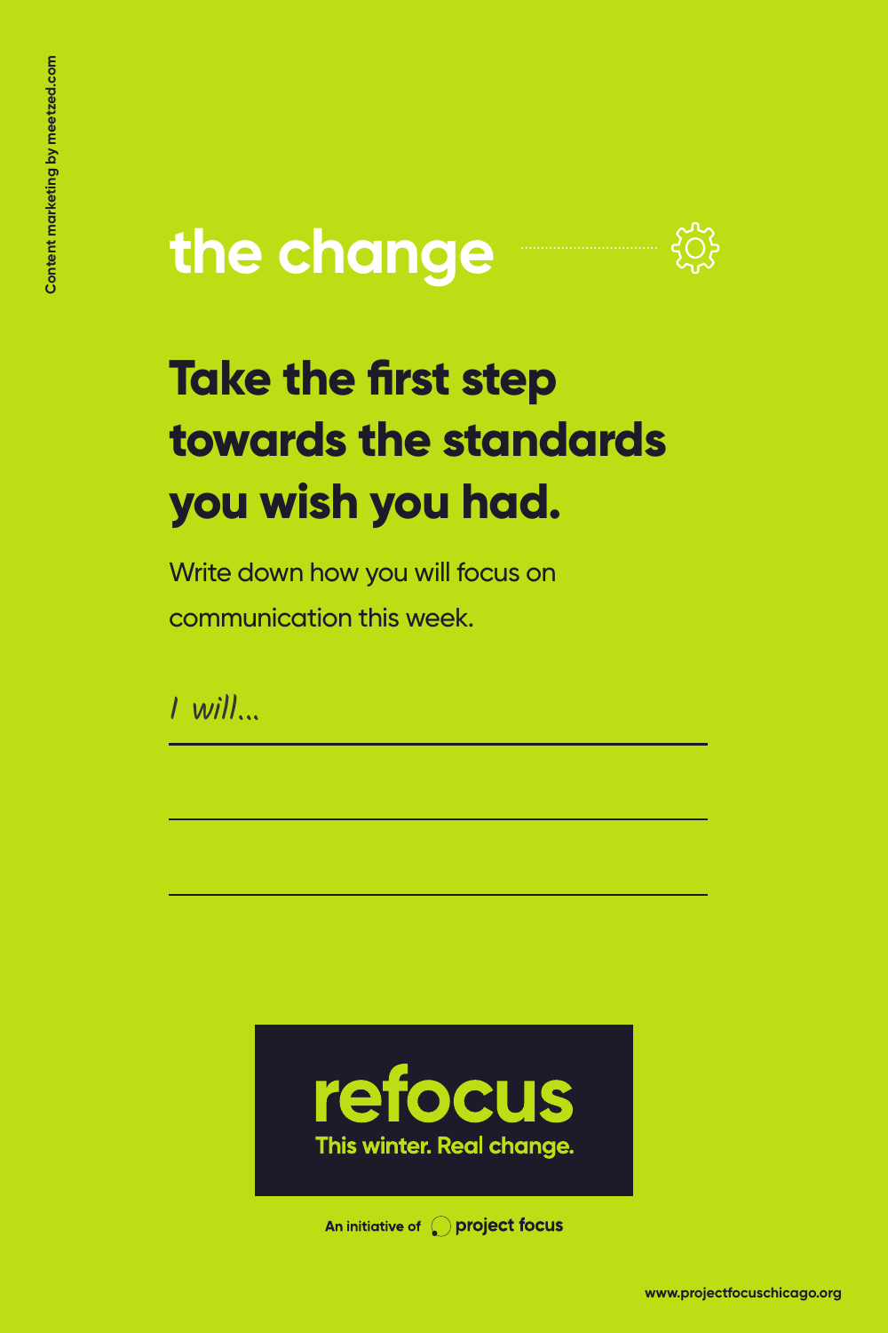Content marketing by meetzed.com

# the change

## Take the first step towards the standards you wish you had.

Write down how you will focus on communication this week.

*I will...*

______________________________________

______________________________________

______________________________________

**refocus**

**This winter. Real change.**

An initiative of **project focus**

www.projectfocuschicago.org